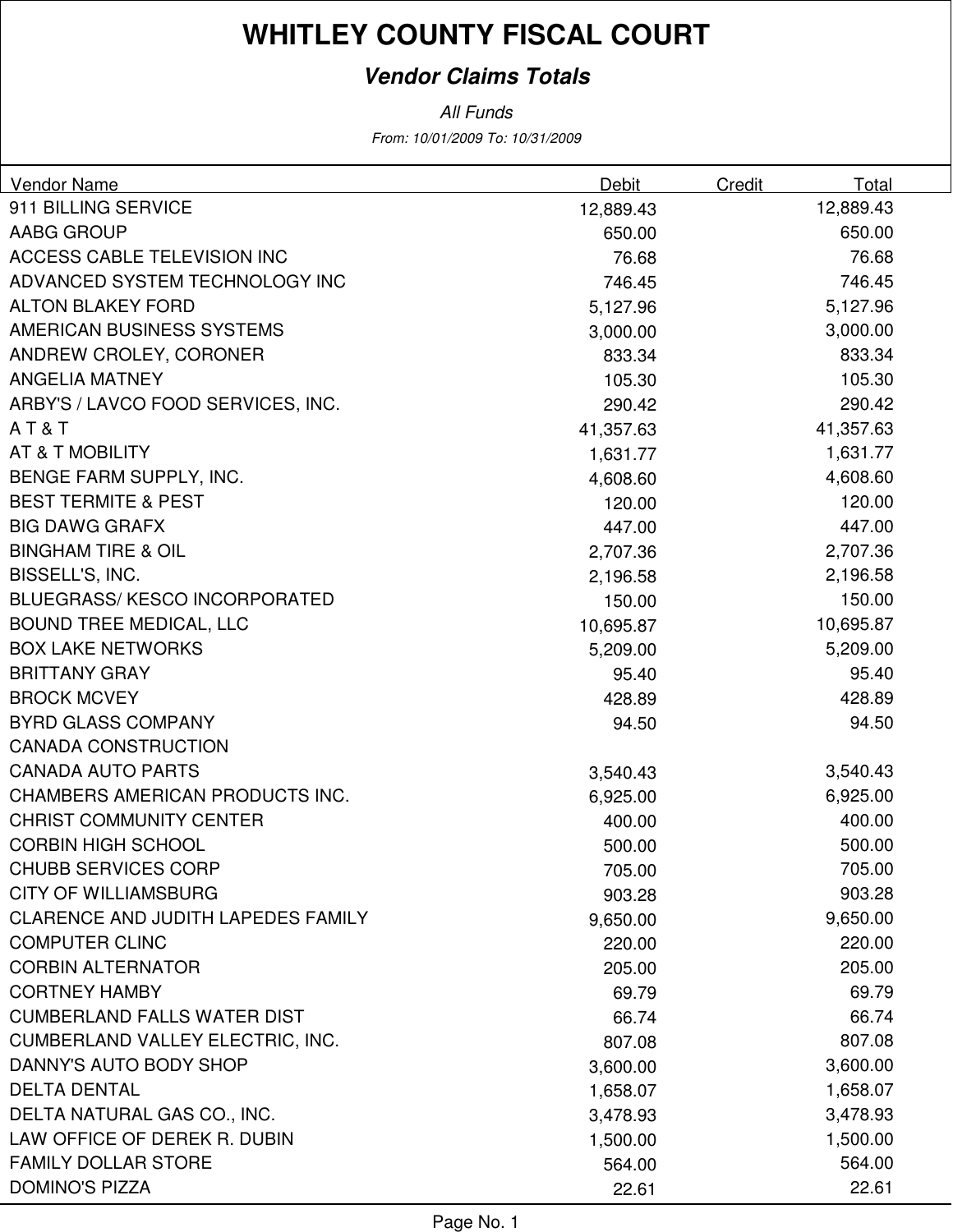# WHITLEY COUNTY FISCAL COURT

## *Vendor Claims Totals*

*All Funds*

*From: 10/01/2009 To: 10/31/2009*

| Vendor Name | Debit | Credit | Total |
|---|---|---|---|
| 911 BILLING SERVICE | 12,889.43 | | 12,889.43 |
| AABG GROUP | 650.00 | | 650.00 |
| ACCESS CABLE TELEVISION INC | 76.68 | | 76.68 |
| ADVANCED SYSTEM TECHNOLOGY INC | 746.45 | | 746.45 |
| ALTON BLAKEY FORD | 5,127.96 | | 5,127.96 |
| AMERICAN BUSINESS SYSTEMS | 3,000.00 | | 3,000.00 |
| ANDREW CROLEY, CORONER | 833.34 | | 833.34 |
| ANGELIA MATNEY | 105.30 | | 105.30 |
| ARBY'S / LAVCO FOOD SERVICES, INC. | 290.42 | | 290.42 |
| A T & T | 41,357.63 | | 41,357.63 |
| AT & T MOBILITY | 1,631.77 | | 1,631.77 |
| BENGE FARM SUPPLY, INC. | 4,608.60 | | 4,608.60 |
| BEST TERMITE & PEST | 120.00 | | 120.00 |
| BIG DAWG GRAFX | 447.00 | | 447.00 |
| BINGHAM TIRE & OIL | 2,707.36 | | 2,707.36 |
| BISSELL'S, INC. | 2,196.58 | | 2,196.58 |
| BLUEGRASS/ KESCO INCORPORATED | 150.00 | | 150.00 |
| BOUND TREE MEDICAL, LLC | 10,695.87 | | 10,695.87 |
| BOX LAKE NETWORKS | 5,209.00 | | 5,209.00 |
| BRITTANY GRAY | 95.40 | | 95.40 |
| BROCK MCVEY | 428.89 | | 428.89 |
| BYRD GLASS COMPANY | 94.50 | | 94.50 |
| CANADA CONSTRUCTION | | | |
| CANADA AUTO PARTS | 3,540.43 | | 3,540.43 |
| CHAMBERS AMERICAN PRODUCTS INC. | 6,925.00 | | 6,925.00 |
| CHRIST COMMUNITY CENTER | 400.00 | | 400.00 |
| CORBIN HIGH SCHOOL | 500.00 | | 500.00 |
| CHUBB SERVICES CORP | 705.00 | | 705.00 |
| CITY OF WILLIAMSBURG | 903.28 | | 903.28 |
| CLARENCE AND JUDITH LAPEDES FAMILY | 9,650.00 | | 9,650.00 |
| COMPUTER CLINC | 220.00 | | 220.00 |
| CORBIN ALTERNATOR | 205.00 | | 205.00 |
| CORTNEY HAMBY | 69.79 | | 69.79 |
| CUMBERLAND FALLS WATER DIST | 66.74 | | 66.74 |
| CUMBERLAND VALLEY ELECTRIC, INC. | 807.08 | | 807.08 |
| DANNY'S AUTO BODY SHOP | 3,600.00 | | 3,600.00 |
| DELTA DENTAL | 1,658.07 | | 1,658.07 |
| DELTA NATURAL GAS CO., INC. | 3,478.93 | | 3,478.93 |
| LAW OFFICE OF DEREK R. DUBIN | 1,500.00 | | 1,500.00 |
| FAMILY DOLLAR STORE | 564.00 | | 564.00 |
| DOMINO'S PIZZA | 22.61 | | 22.61 |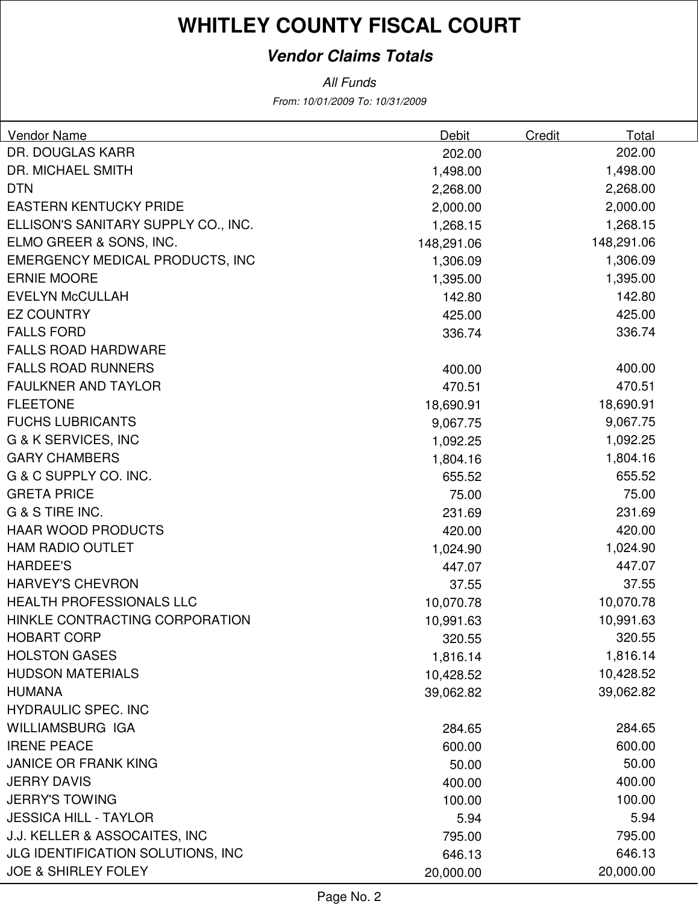# WHITLEY COUNTY FISCAL COURT

## *Vendor Claims Totals*

*All Funds*

*From: 10/01/2009 To: 10/31/2009*

| Vendor Name | Debit | Credit | Total |
|---|---|---|---|
| DR. DOUGLAS KARR | 202.00 | | 202.00 |
| DR. MICHAEL SMITH | 1,498.00 | | 1,498.00 |
| DTN | 2,268.00 | | 2,268.00 |
| EASTERN KENTUCKY PRIDE | 2,000.00 | | 2,000.00 |
| ELLISON'S SANITARY SUPPLY CO., INC. | 1,268.15 | | 1,268.15 |
| ELMO GREER & SONS, INC. | 148,291.06 | | 148,291.06 |
| EMERGENCY MEDICAL PRODUCTS, INC | 1,306.09 | | 1,306.09 |
| ERNIE MOORE | 1,395.00 | | 1,395.00 |
| EVELYN McCULLAH | 142.80 | | 142.80 |
| EZ COUNTRY | 425.00 | | 425.00 |
| FALLS FORD | 336.74 | | 336.74 |
| FALLS ROAD HARDWARE | | | |
| FALLS ROAD RUNNERS | 400.00 | | 400.00 |
| FAULKNER AND TAYLOR | 470.51 | | 470.51 |
| FLEETONE | 18,690.91 | | 18,690.91 |
| FUCHS LUBRICANTS | 9,067.75 | | 9,067.75 |
| G & K SERVICES, INC | 1,092.25 | | 1,092.25 |
| GARY CHAMBERS | 1,804.16 | | 1,804.16 |
| G & C SUPPLY CO. INC. | 655.52 | | 655.52 |
| GRETA PRICE | 75.00 | | 75.00 |
| G & S TIRE INC. | 231.69 | | 231.69 |
| HAAR WOOD PRODUCTS | 420.00 | | 420.00 |
| HAM RADIO OUTLET | 1,024.90 | | 1,024.90 |
| HARDEE'S | 447.07 | | 447.07 |
| HARVEY'S CHEVRON | 37.55 | | 37.55 |
| HEALTH PROFESSIONALS LLC | 10,070.78 | | 10,070.78 |
| HINKLE CONTRACTING CORPORATION | 10,991.63 | | 10,991.63 |
| HOBART CORP | 320.55 | | 320.55 |
| HOLSTON GASES | 1,816.14 | | 1,816.14 |
| HUDSON MATERIALS | 10,428.52 | | 10,428.52 |
| HUMANA | 39,062.82 | | 39,062.82 |
| HYDRAULIC SPEC. INC | | | |
| WILLIAMSBURG IGA | 284.65 | | 284.65 |
| IRENE PEACE | 600.00 | | 600.00 |
| JANICE OR FRANK KING | 50.00 | | 50.00 |
| JERRY DAVIS | 400.00 | | 400.00 |
| JERRY'S TOWING | 100.00 | | 100.00 |
| JESSICA HILL - TAYLOR | 5.94 | | 5.94 |
| J.J. KELLER & ASSOCAITES, INC | 795.00 | | 795.00 |
| JLG IDENTIFICATION SOLUTIONS, INC | 646.13 | | 646.13 |
| JOE & SHIRLEY FOLEY | 20,000.00 | | 20,000.00 |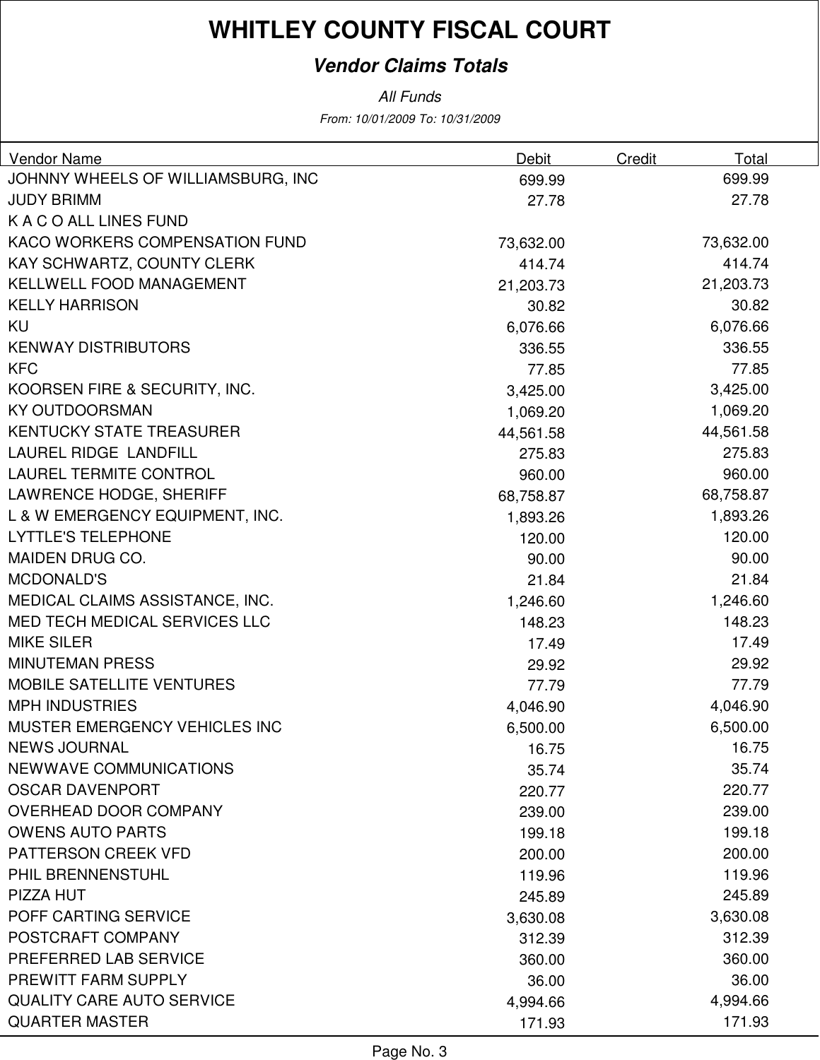# WHITLEY COUNTY FISCAL COURT

## *Vendor Claims Totals*

*All Funds*

*From: 10/01/2009 To: 10/31/2009*

| Vendor Name | Debit | Credit | Total |
|---|---|---|---|
| JOHNNY WHEELS OF WILLIAMSBURG, INC | 699.99 | | 699.99 |
| JUDY BRIMM | 27.78 | | 27.78 |
| K A C O ALL LINES FUND | | | |
| KACO WORKERS COMPENSATION FUND | 73,632.00 | | 73,632.00 |
| KAY SCHWARTZ, COUNTY CLERK | 414.74 | | 414.74 |
| KELLWELL FOOD MANAGEMENT | 21,203.73 | | 21,203.73 |
| KELLY HARRISON | 30.82 | | 30.82 |
| KU | 6,076.66 | | 6,076.66 |
| KENWAY DISTRIBUTORS | 336.55 | | 336.55 |
| KFC | 77.85 | | 77.85 |
| KOORSEN FIRE & SECURITY, INC. | 3,425.00 | | 3,425.00 |
| KY OUTDOORSMAN | 1,069.20 | | 1,069.20 |
| KENTUCKY STATE TREASURER | 44,561.58 | | 44,561.58 |
| LAUREL RIDGE LANDFILL | 275.83 | | 275.83 |
| LAUREL TERMITE CONTROL | 960.00 | | 960.00 |
| LAWRENCE HODGE, SHERIFF | 68,758.87 | | 68,758.87 |
| L & W EMERGENCY EQUIPMENT, INC. | 1,893.26 | | 1,893.26 |
| LYTTLE'S TELEPHONE | 120.00 | | 120.00 |
| MAIDEN DRUG CO. | 90.00 | | 90.00 |
| MCDONALD'S | 21.84 | | 21.84 |
| MEDICAL CLAIMS ASSISTANCE, INC. | 1,246.60 | | 1,246.60 |
| MED TECH MEDICAL SERVICES LLC | 148.23 | | 148.23 |
| MIKE SILER | 17.49 | | 17.49 |
| MINUTEMAN PRESS | 29.92 | | 29.92 |
| MOBILE SATELLITE VENTURES | 77.79 | | 77.79 |
| MPH INDUSTRIES | 4,046.90 | | 4,046.90 |
| MUSTER EMERGENCY VEHICLES INC | 6,500.00 | | 6,500.00 |
| NEWS JOURNAL | 16.75 | | 16.75 |
| NEWWAVE COMMUNICATIONS | 35.74 | | 35.74 |
| OSCAR DAVENPORT | 220.77 | | 220.77 |
| OVERHEAD DOOR COMPANY | 239.00 | | 239.00 |
| OWENS AUTO PARTS | 199.18 | | 199.18 |
| PATTERSON CREEK VFD | 200.00 | | 200.00 |
| PHIL BRENNENSTUHL | 119.96 | | 119.96 |
| PIZZA HUT | 245.89 | | 245.89 |
| POFF CARTING SERVICE | 3,630.08 | | 3,630.08 |
| POSTCRAFT COMPANY | 312.39 | | 312.39 |
| PREFERRED LAB SERVICE | 360.00 | | 360.00 |
| PREWITT FARM SUPPLY | 36.00 | | 36.00 |
| QUALITY CARE AUTO SERVICE | 4,994.66 | | 4,994.66 |
| QUARTER MASTER | 171.93 | | 171.93 |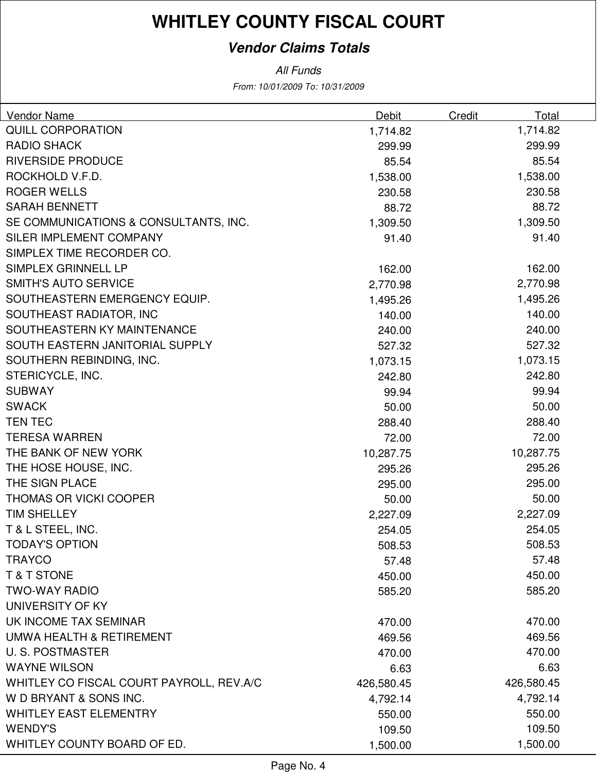# WHITLEY COUNTY FISCAL COURT

***Vendor Claims Totals***

*All Funds*

*From: 10/01/2009 To: 10/31/2009*

| Vendor Name | Debit | Credit | Total |
|---|---|---|---|
| QUILL CORPORATION | 1,714.82 | | 1,714.82 |
| RADIO SHACK | 299.99 | | 299.99 |
| RIVERSIDE PRODUCE | 85.54 | | 85.54 |
| ROCKHOLD V.F.D. | 1,538.00 | | 1,538.00 |
| ROGER WELLS | 230.58 | | 230.58 |
| SARAH BENNETT | 88.72 | | 88.72 |
| SE COMMUNICATIONS & CONSULTANTS, INC. | 1,309.50 | | 1,309.50 |
| SILER IMPLEMENT COMPANY | 91.40 | | 91.40 |
| SIMPLEX TIME RECORDER CO. | | | |
| SIMPLEX GRINNELL LP | 162.00 | | 162.00 |
| SMITH'S AUTO SERVICE | 2,770.98 | | 2,770.98 |
| SOUTHEASTERN EMERGENCY EQUIP. | 1,495.26 | | 1,495.26 |
| SOUTHEAST RADIATOR, INC | 140.00 | | 140.00 |
| SOUTHEASTERN KY MAINTENANCE | 240.00 | | 240.00 |
| SOUTH EASTERN JANITORIAL SUPPLY | 527.32 | | 527.32 |
| SOUTHERN REBINDING, INC. | 1,073.15 | | 1,073.15 |
| STERICYCLE, INC. | 242.80 | | 242.80 |
| SUBWAY | 99.94 | | 99.94 |
| SWACK | 50.00 | | 50.00 |
| TEN TEC | 288.40 | | 288.40 |
| TERESA WARREN | 72.00 | | 72.00 |
| THE BANK OF NEW YORK | 10,287.75 | | 10,287.75 |
| THE HOSE HOUSE, INC. | 295.26 | | 295.26 |
| THE SIGN PLACE | 295.00 | | 295.00 |
| THOMAS OR VICKI COOPER | 50.00 | | 50.00 |
| TIM SHELLEY | 2,227.09 | | 2,227.09 |
| T & L STEEL, INC. | 254.05 | | 254.05 |
| TODAY'S OPTION | 508.53 | | 508.53 |
| TRAYCO | 57.48 | | 57.48 |
| T & T STONE | 450.00 | | 450.00 |
| TWO-WAY RADIO | 585.20 | | 585.20 |
| UNIVERSITY OF KY | | | |
| UK INCOME TAX SEMINAR | 470.00 | | 470.00 |
| UMWA HEALTH & RETIREMENT | 469.56 | | 469.56 |
| U. S. POSTMASTER | 470.00 | | 470.00 |
| WAYNE WILSON | 6.63 | | 6.63 |
| WHITLEY CO FISCAL COURT PAYROLL, REV.A/C | 426,580.45 | | 426,580.45 |
| W D BRYANT & SONS INC. | 4,792.14 | | 4,792.14 |
| WHITLEY EAST ELEMENTRY | 550.00 | | 550.00 |
| WENDY'S | 109.50 | | 109.50 |
| WHITLEY COUNTY BOARD OF ED. | 1,500.00 | | 1,500.00 |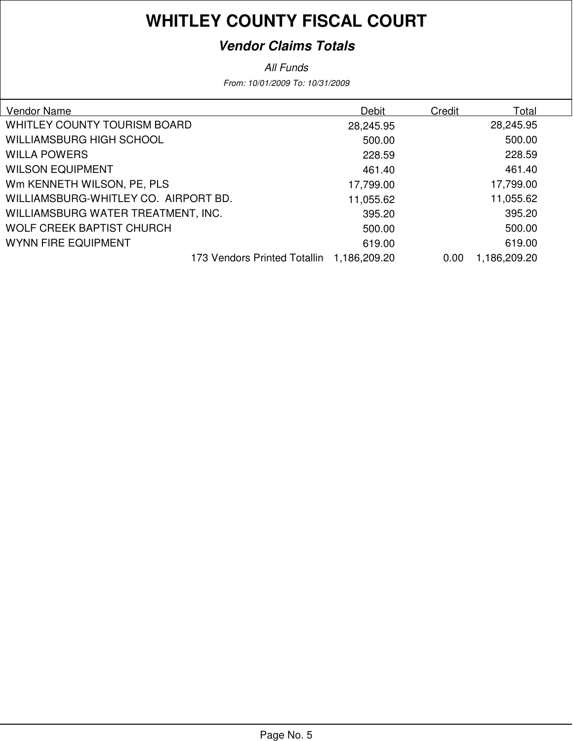# WHITLEY COUNTY FISCAL COURT

***Vendor Claims Totals***

*All Funds*

*From: 10/01/2009 To: 10/31/2009*

| Vendor Name | Debit | Credit | Total |
| --- | --- | --- | --- |
| WHITLEY COUNTY TOURISM BOARD | 28,245.95 | | 28,245.95 |
| WILLIAMSBURG HIGH SCHOOL | 500.00 | | 500.00 |
| WILLA POWERS | 228.59 | | 228.59 |
| WILSON EQUIPMENT | 461.40 | | 461.40 |
| Wm KENNETH WILSON, PE, PLS | 17,799.00 | | 17,799.00 |
| WILLIAMSBURG-WHITLEY CO. AIRPORT BD. | 11,055.62 | | 11,055.62 |
| WILLIAMSBURG WATER TREATMENT, INC. | 395.20 | | 395.20 |
| WOLF CREEK BAPTIST CHURCH | 500.00 | | 500.00 |
| WYNN FIRE EQUIPMENT | 619.00 | | 619.00 |
| 173 Vendors Printed Totallin | 1,186,209.20 | 0.00 | 1,186,209.20 |